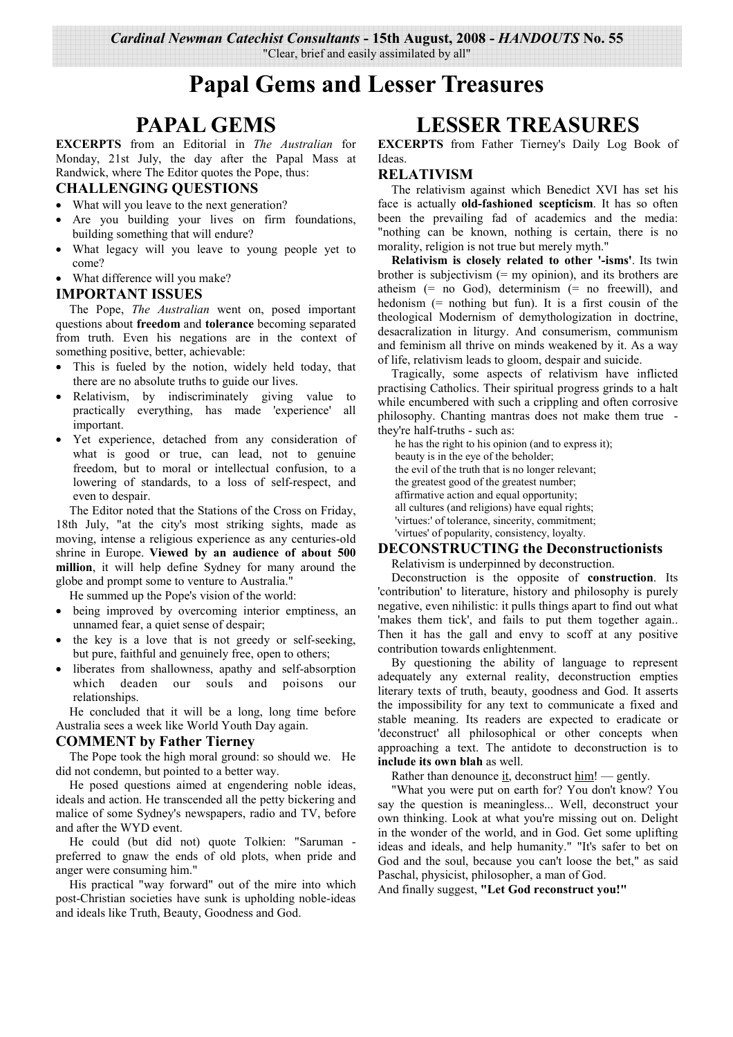*Cardinal Newman Catechist Consultants* **- 15th August, 2008 -** ***HANDOUTS*** **No. 55**
"Clear, brief and easily assimilated by all"

# Papal Gems and Lesser Treasures

## PAPAL GEMS

**EXCERPTS** from an Editorial in *The Australian* for Monday, 21st July, the day after the Papal Mass at Randwick, where The Editor quotes the Pope, thus:

### CHALLENGING QUESTIONS

- What will you leave to the next generation?
- Are you building your lives on firm foundations, building something that will endure?
- What legacy will you leave to young people yet to come?
- What difference will you make?

### IMPORTANT ISSUES

The Pope, *The Australian* went on, posed important questions about **freedom** and **tolerance** becoming separated from truth. Even his negations are in the context of something positive, better, achievable:

- This is fueled by the notion, widely held today, that there are no absolute truths to guide our lives.
- Relativism, by indiscriminately giving value to practically everything, has made 'experience' all important.
- Yet experience, detached from any consideration of what is good or true, can lead, not to genuine freedom, but to moral or intellectual confusion, to a lowering of standards, to a loss of self-respect, and even to despair.

The Editor noted that the Stations of the Cross on Friday, 18th July, "at the city's most striking sights, made as moving, intense a religious experience as any centuries-old shrine in Europe. **Viewed by an audience of about 500 million**, it will help define Sydney for many around the globe and prompt some to venture to Australia."

He summed up the Pope's vision of the world:

- being improved by overcoming interior emptiness, an unnamed fear, a quiet sense of despair;
- the key is a love that is not greedy or self-seeking, but pure, faithful and genuinely free, open to others;
- liberates from shallowness, apathy and self-absorption which deaden our souls and poisons our relationships.

He concluded that it will be a long, long time before Australia sees a week like World Youth Day again.

### COMMENT by Father Tierney

The Pope took the high moral ground: so should we. He did not condemn, but pointed to a better way.

He posed questions aimed at engendering noble ideas, ideals and action. He transcended all the petty bickering and malice of some Sydney's newspapers, radio and TV, before and after the WYD event.

He could (but did not) quote Tolkien: "Saruman - preferred to gnaw the ends of old plots, when pride and anger were consuming him."

His practical "way forward" out of the mire into which post-Christian societies have sunk is upholding noble-ideas and ideals like Truth, Beauty, Goodness and God.

## LESSER TREASURES

**EXCERPTS** from Father Tierney's Daily Log Book of Ideas.

### RELATIVISM

The relativism against which Benedict XVI has set his face is actually **old-fashioned scepticism**. It has so often been the prevailing fad of academics and the media: "nothing can be known, nothing is certain, there is no morality, religion is not true but merely myth."

**Relativism is closely related to other '-isms'**. Its twin brother is subjectivism (= my opinion), and its brothers are atheism (= no God), determinism (= no freewill), and hedonism (= nothing but fun). It is a first cousin of the theological Modernism of demythologization in doctrine, desacralization in liturgy. And consumerism, communism and feminism all thrive on minds weakened by it. As a way of life, relativism leads to gloom, despair and suicide.

Tragically, some aspects of relativism have inflicted practising Catholics. Their spiritual progress grinds to a halt while encumbered with such a crippling and often corrosive philosophy. Chanting mantras does not make them true - they're half-truths - such as:

he has the right to his opinion (and to express it);
beauty is in the eye of the beholder;
the evil of the truth that is no longer relevant;
the greatest good of the greatest number;
affirmative action and equal opportunity;
all cultures (and religions) have equal rights;
'virtues:' of tolerance, sincerity, commitment;
'virtues' of popularity, consistency, loyalty.

### DECONSTRUCTING the Deconstructionists

Relativism is underpinned by deconstruction.

Deconstruction is the opposite of **construction**. Its 'contribution' to literature, history and philosophy is purely negative, even nihilistic: it pulls things apart to find out what 'makes them tick', and fails to put them together again.. Then it has the gall and envy to scoff at any positive contribution towards enlightenment.

By questioning the ability of language to represent adequately any external reality, deconstruction empties literary texts of truth, beauty, goodness and God. It asserts the impossibility for any text to communicate a fixed and stable meaning. Its readers are expected to eradicate or 'deconstruct' all philosophical or other concepts when approaching a text. The antidote to deconstruction is to **include its own blah** as well.

Rather than denounce <u>it</u>, deconstruct <u>him</u>! — gently.

"What you were put on earth for? You don't know? You say the question is meaningless... Well, deconstruct your own thinking. Look at what you're missing out on. Delight in the wonder of the world, and in God. Get some uplifting ideas and ideals, and help humanity." "It's safer to bet on God and the soul, because you can't loose the bet," as said Paschal, physicist, philosopher, a man of God.

And finally suggest, **"Let God reconstruct you!"**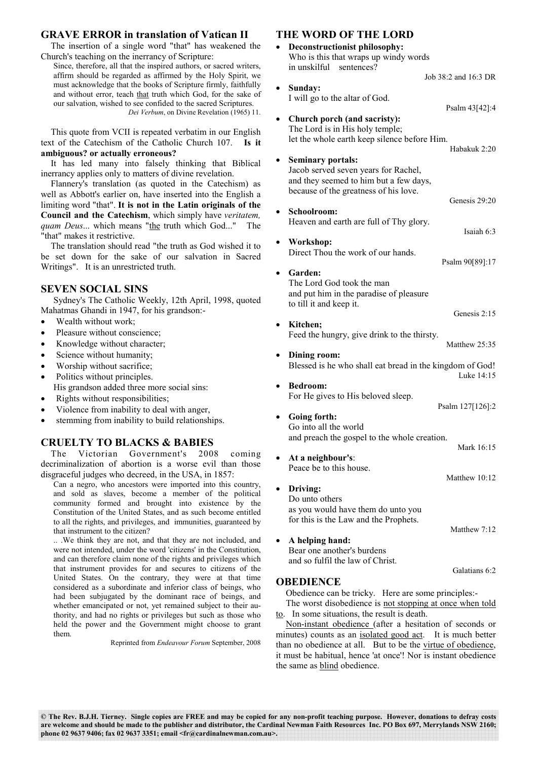## GRAVE ERROR in translation of Vatican II

The insertion of a single word "that" has weakened the Church's teaching on the inerrancy of Scripture:

> Since, therefore, all that the inspired authors, or sacred writers, affirm should be regarded as affirmed by the Holy Spirit, we must acknowledge that the books of Scripture firmly, faithfully and without error, teach that truth which God, for the sake of our salvation, wished to see confided to the sacred Scriptures.
>
> *Dei Verbum*, on Divine Revelation (1965) 11.

This quote from VCII is repeated verbatim in our English text of the Catechism of the Catholic Church 107. **Is it ambiguous? or actually erroneous?**

It has led many into falsely thinking that Biblical inerrancy applies only to matters of divine revelation.

Flannery's translation (as quoted in the Catechism) as well as Abbott's earlier on, have inserted into the English a limiting word "that". **It is not in the Latin originals of the Council and the Catechism**, which simply have *veritatem, quam Deus*... which means "the truth which God..." The "that" makes it restrictive.

The translation should read "the truth as God wished it to be set down for the sake of our salvation in Sacred Writings". It is an unrestricted truth.

## SEVEN SOCIAL SINS

Sydney's The Catholic Weekly, 12th April, 1998, quoted Mahatmas Ghandi in 1947, for his grandson:-

- Wealth without work;
- Pleasure without conscience;
- Knowledge without character;
- Science without humanity;
- Worship without sacrifice;
- Politics without principles.

His grandson added three more social sins:

- Rights without responsibilities;
- Violence from inability to deal with anger,
- stemming from inability to build relationships.

## CRUELTY TO BLACKS & BABIES

The Victorian Government's 2008 coming decriminalization of abortion is a worse evil than those disgraceful judges who decreed, in the USA, in 1857:

> Can a negro, who ancestors were imported into this country, and sold as slaves, become a member of the political community formed and brought into existence by the Constitution of the United States, and as such become entitled to all the rights, and privileges, and immunities, guaranteed by that instrument to the citizen?
>
> .. .We think they are not, and that they are not included, and were not intended, under the word 'citizens' in the Constitution, and can therefore claim none of the rights and privileges which that instrument provides for and secures to citizens of the United States. On the contrary, they were at that time considered as a subordinate and inferior class of beings, who had been subjugated by the dominant race of beings, and whether emancipated or not, yet remained subject to their authority, and had no rights or privileges but such as those who held the power and the Government might choose to grant them.

Reprinted from *Endeavour Forum* September, 2008

## THE WORD OF THE LORD

- **Deconstructionist philosophy:**
  Who is this that wraps up windy words
  in unskilful sentences?
  Job 38:2 and 16:3 DR
- **Sunday:**
  I will go to the altar of God.
  Psalm 43[42]:4
- **Church porch (and sacristy):**
  The Lord is in His holy temple;
  let the whole earth keep silence before Him.
  Habakuk 2:20
- **Seminary portals:**
  Jacob served seven years for Rachel,
  and they seemed to him but a few days,
  because of the greatness of his love.
  Genesis 29:20
- **Schoolroom:**
  Heaven and earth are full of Thy glory.
  Isaiah 6:3
- **Workshop:**
  Direct Thou the work of our hands.
  Psalm 90[89]:17
- **Garden:**
  The Lord God took the man
  and put him in the paradise of pleasure
  to till it and keep it.
  Genesis 2:15
- **Kitchen;**
  Feed the hungry, give drink to the thirsty.
  Matthew 25:35
- **Dining room:**
  Blessed is he who shall eat bread in the kingdom of God!
  Luke 14:15
- **Bedroom:**
  For He gives to His beloved sleep.
  Psalm 127[126]:2
- **Going forth:**
  Go into all the world
  and preach the gospel to the whole creation.
  Mark 16:15
- **At a neighbour's**:
  Peace be to this house.
  Matthew 10:12
- **Driving:**
  Do unto others
  as you would have them do unto you
  for this is the Law and the Prophets.
  Matthew 7:12
- **A helping hand:**
  Bear one another's burdens
  and so fulfil the law of Christ.
  Galatians 6:2

## OBEDIENCE

Obedience can be tricky. Here are some principles:-

The worst disobedience is not stopping at once when told to. In some situations, the result is death.

Non-instant obedience (after a hesitation of seconds or minutes) counts as an isolated good act. It is much better than no obedience at all. But to be the virtue of obedience, it must be habitual, hence 'at once'! Nor is instant obedience the same as blind obedience.

**© The Rev. B.J.H. Tierney. Single copies are FREE and may be copied for any non-profit teaching purpose. However, donations to defray costs are welcome and should be made to the publisher and distributor, the Cardinal Newman Faith Resources Inc. PO Box 697, Merrylands NSW 2160; phone 02 9637 9406; fax 02 9637 3351; email <fr@cardinalnewman.com.au>.**